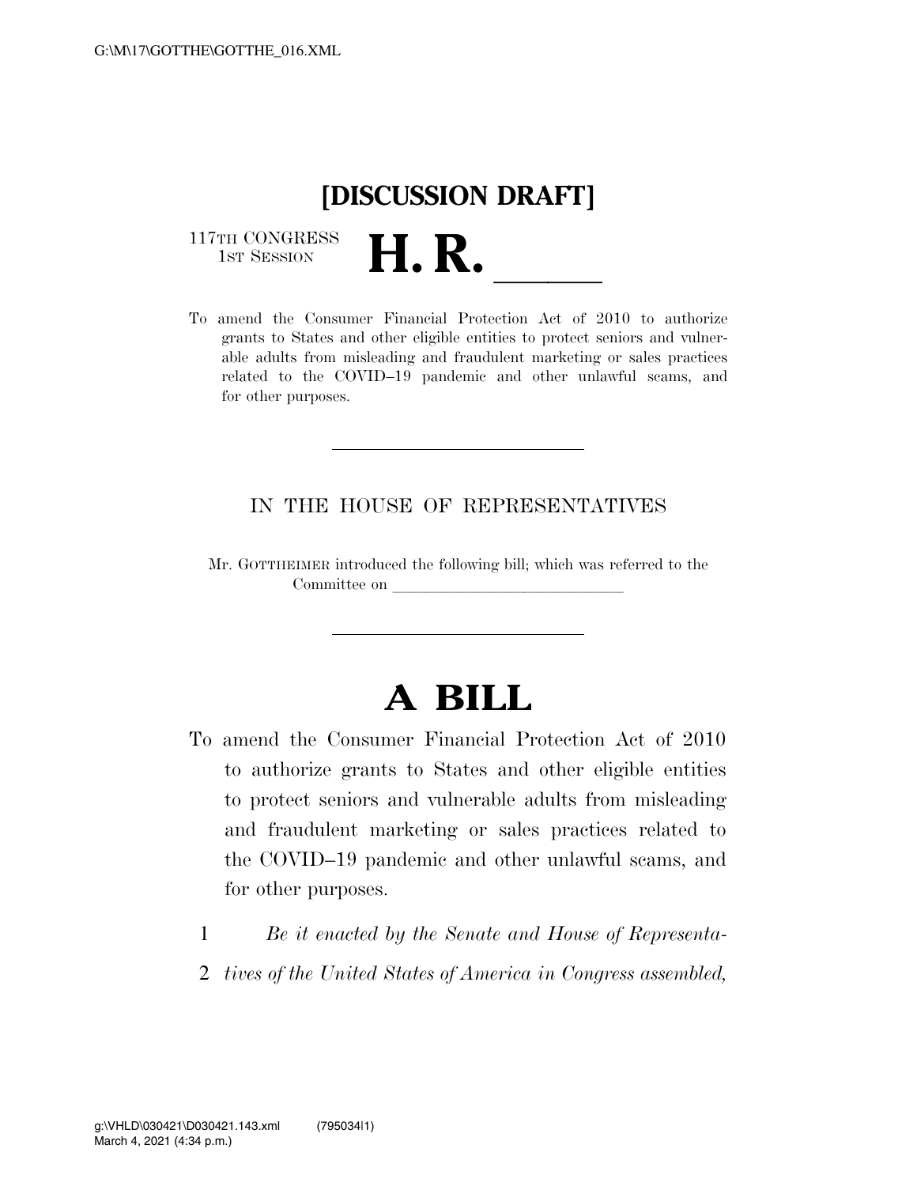# [DISCUSSION DRAFT]

117TH CONGRESS
1ST SESSION

# H. R. \_\_\_\_\_\_

To amend the Consumer Financial Protection Act of 2010 to authorize grants to States and other eligible entities to protect seniors and vulnerable adults from misleading and fraudulent marketing or sales practices related to the COVID–19 pandemic and other unlawful scams, and for other purposes.

---

IN THE HOUSE OF REPRESENTATIVES

Mr. GOTTHEIMER introduced the following bill; which was referred to the Committee on \_\_\_\_\_\_\_\_\_\_\_\_\_\_\_\_\_\_\_\_\_\_\_\_\_\_\_\_

---

# A BILL

To amend the Consumer Financial Protection Act of 2010 to authorize grants to States and other eligible entities to protect seniors and vulnerable adults from misleading and fraudulent marketing or sales practices related to the COVID–19 pandemic and other unlawful scams, and for other purposes.

1 *Be it enacted by the Senate and House of Representa-*
2 *tives of the United States of America in Congress assembled,*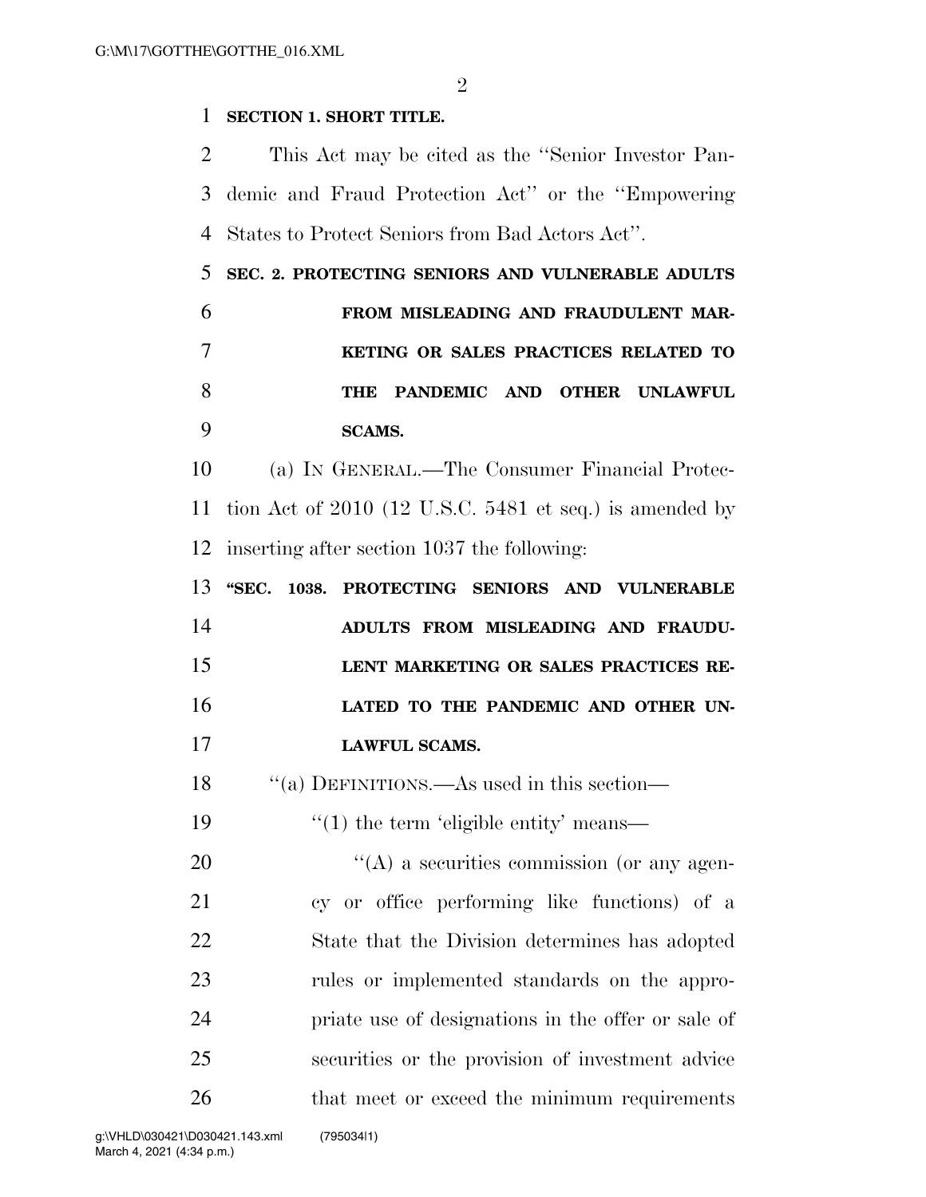**SECTION 1. SHORT TITLE.**

This Act may be cited as the ''Senior Investor Pandemic and Fraud Protection Act'' or the ''Empowering States to Protect Seniors from Bad Actors Act''.

**SEC. 2. PROTECTING SENIORS AND VULNERABLE ADULTS FROM MISLEADING AND FRAUDULENT MARKETING OR SALES PRACTICES RELATED TO THE PANDEMIC AND OTHER UNLAWFUL SCAMS.**

(a) IN GENERAL.—The Consumer Financial Protection Act of 2010 (12 U.S.C. 5481 et seq.) is amended by inserting after section 1037 the following:

**''SEC. 1038. PROTECTING SENIORS AND VULNERABLE ADULTS FROM MISLEADING AND FRAUDULENT MARKETING OR SALES PRACTICES RELATED TO THE PANDEMIC AND OTHER UNLAWFUL SCAMS.**

''(a) DEFINITIONS.—As used in this section—

''(1) the term 'eligible entity' means—

''(A) a securities commission (or any agency or office performing like functions) of a State that the Division determines has adopted rules or implemented standards on the appropriate use of designations in the offer or sale of securities or the provision of investment advice that meet or exceed the minimum requirements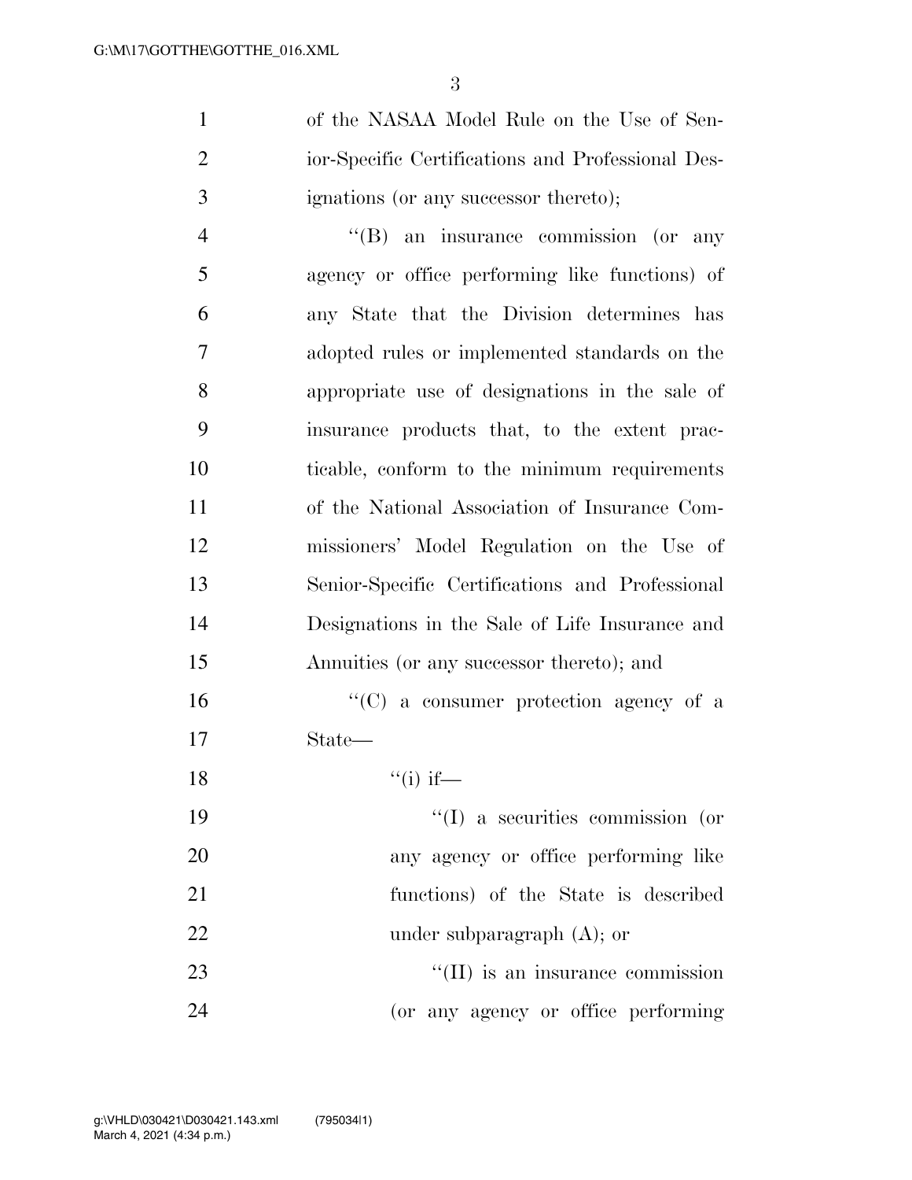of the NASAA Model Rule on the Use of Senior-Specific Certifications and Professional Designations (or any successor thereto);

"(B) an insurance commission (or any agency or office performing like functions) of any State that the Division determines has adopted rules or implemented standards on the appropriate use of designations in the sale of insurance products that, to the extent practicable, conform to the minimum requirements of the National Association of Insurance Commissioners' Model Regulation on the Use of Senior-Specific Certifications and Professional Designations in the Sale of Life Insurance and Annuities (or any successor thereto); and

"(C) a consumer protection agency of a State—

"(i) if—

"(I) a securities commission (or any agency or office performing like functions) of the State is described under subparagraph (A); or

"(II) is an insurance commission (or any agency or office performing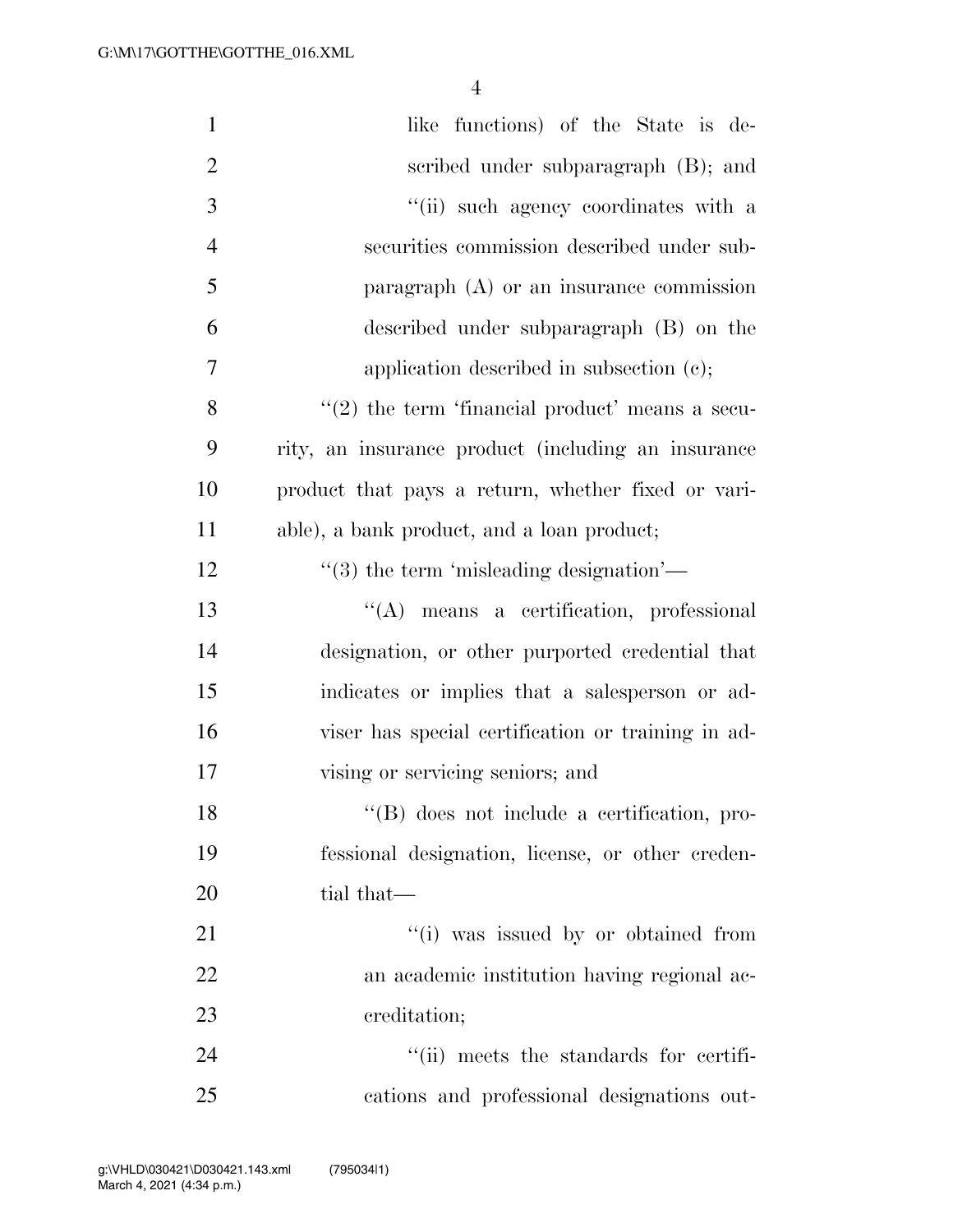like functions) of the State is described under subparagraph (B); and

''(ii) such agency coordinates with a securities commission described under subparagraph (A) or an insurance commission described under subparagraph (B) on the application described in subsection (c);

''(2) the term 'financial product' means a security, an insurance product (including an insurance product that pays a return, whether fixed or variable), a bank product, and a loan product;

''(3) the term 'misleading designation'—

''(A) means a certification, professional designation, or other purported credential that indicates or implies that a salesperson or adviser has special certification or training in advising or servicing seniors; and

''(B) does not include a certification, professional designation, license, or other credential that—

''(i) was issued by or obtained from an academic institution having regional accreditation;

''(ii) meets the standards for certifications and professional designations out-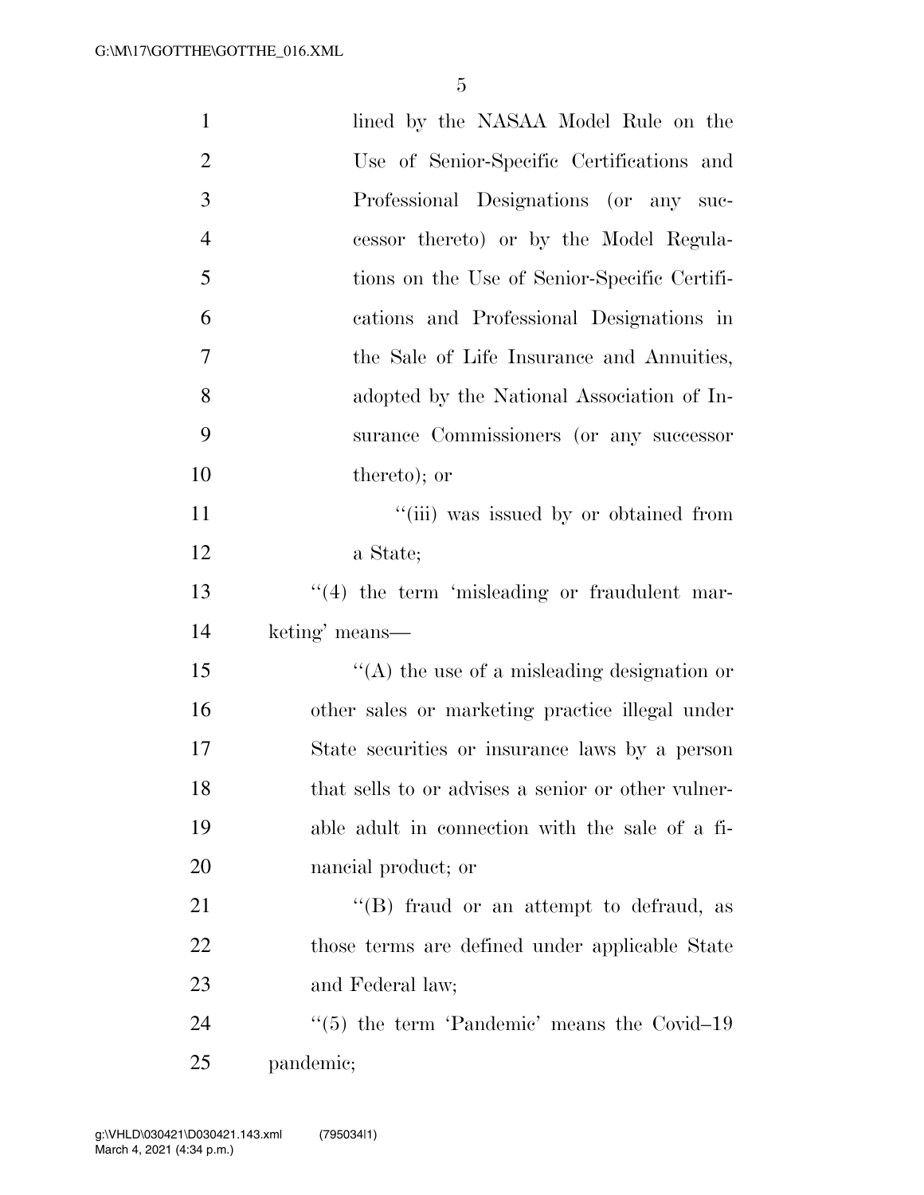lined by the NASAA Model Rule on the Use of Senior-Specific Certifications and Professional Designations (or any successor thereto) or by the Model Regulations on the Use of Senior-Specific Certifications and Professional Designations in the Sale of Life Insurance and Annuities, adopted by the National Association of Insurance Commissioners (or any successor thereto); or

''(iii) was issued by or obtained from a State;

''(4) the term 'misleading or fraudulent marketing' means—

''(A) the use of a misleading designation or other sales or marketing practice illegal under State securities or insurance laws by a person that sells to or advises a senior or other vulnerable adult in connection with the sale of a financial product; or

''(B) fraud or an attempt to defraud, as those terms are defined under applicable State and Federal law;

''(5) the term 'Pandemic' means the Covid–19 pandemic;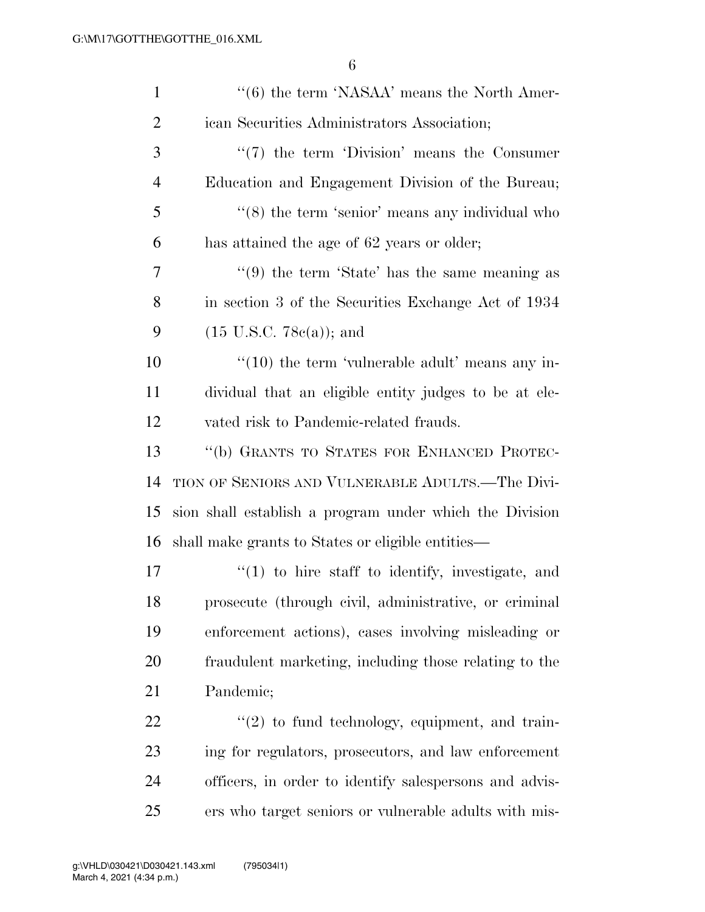''(6) the term 'NASAA' means the North American Securities Administrators Association;

''(7) the term 'Division' means the Consumer Education and Engagement Division of the Bureau;

''(8) the term 'senior' means any individual who has attained the age of 62 years or older;

''(9) the term 'State' has the same meaning as in section 3 of the Securities Exchange Act of 1934 (15 U.S.C. 78c(a)); and

''(10) the term 'vulnerable adult' means any individual that an eligible entity judges to be at elevated risk to Pandemic-related frauds.

''(b) GRANTS TO STATES FOR ENHANCED PROTECTION OF SENIORS AND VULNERABLE ADULTS.—The Division shall establish a program under which the Division shall make grants to States or eligible entities—

''(1) to hire staff to identify, investigate, and prosecute (through civil, administrative, or criminal enforcement actions), cases involving misleading or fraudulent marketing, including those relating to the Pandemic;

''(2) to fund technology, equipment, and training for regulators, prosecutors, and law enforcement officers, in order to identify salespersons and advisers who target seniors or vulnerable adults with mis-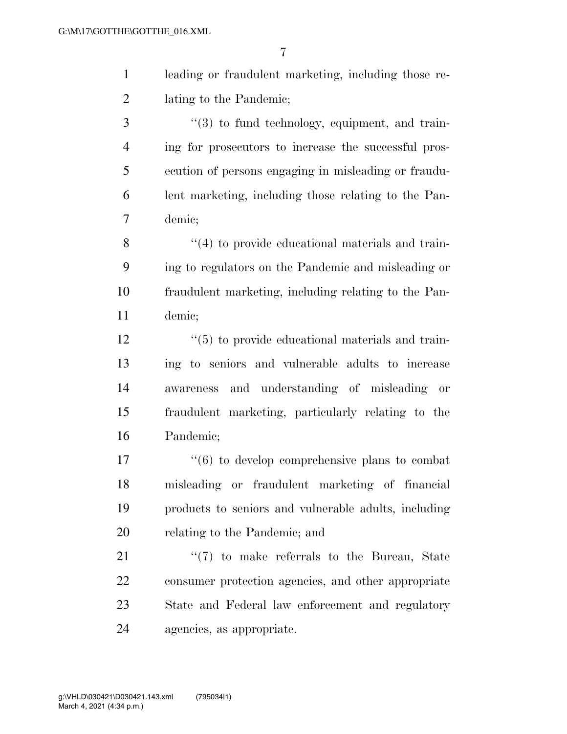leading or fraudulent marketing, including those relating to the Pandemic;

"(3) to fund technology, equipment, and training for prosecutors to increase the successful prosecution of persons engaging in misleading or fraudulent marketing, including those relating to the Pandemic;

"(4) to provide educational materials and training to regulators on the Pandemic and misleading or fraudulent marketing, including relating to the Pandemic;

"(5) to provide educational materials and training to seniors and vulnerable adults to increase awareness and understanding of misleading or fraudulent marketing, particularly relating to the Pandemic;

"(6) to develop comprehensive plans to combat misleading or fraudulent marketing of financial products to seniors and vulnerable adults, including relating to the Pandemic; and

"(7) to make referrals to the Bureau, State consumer protection agencies, and other appropriate State and Federal law enforcement and regulatory agencies, as appropriate.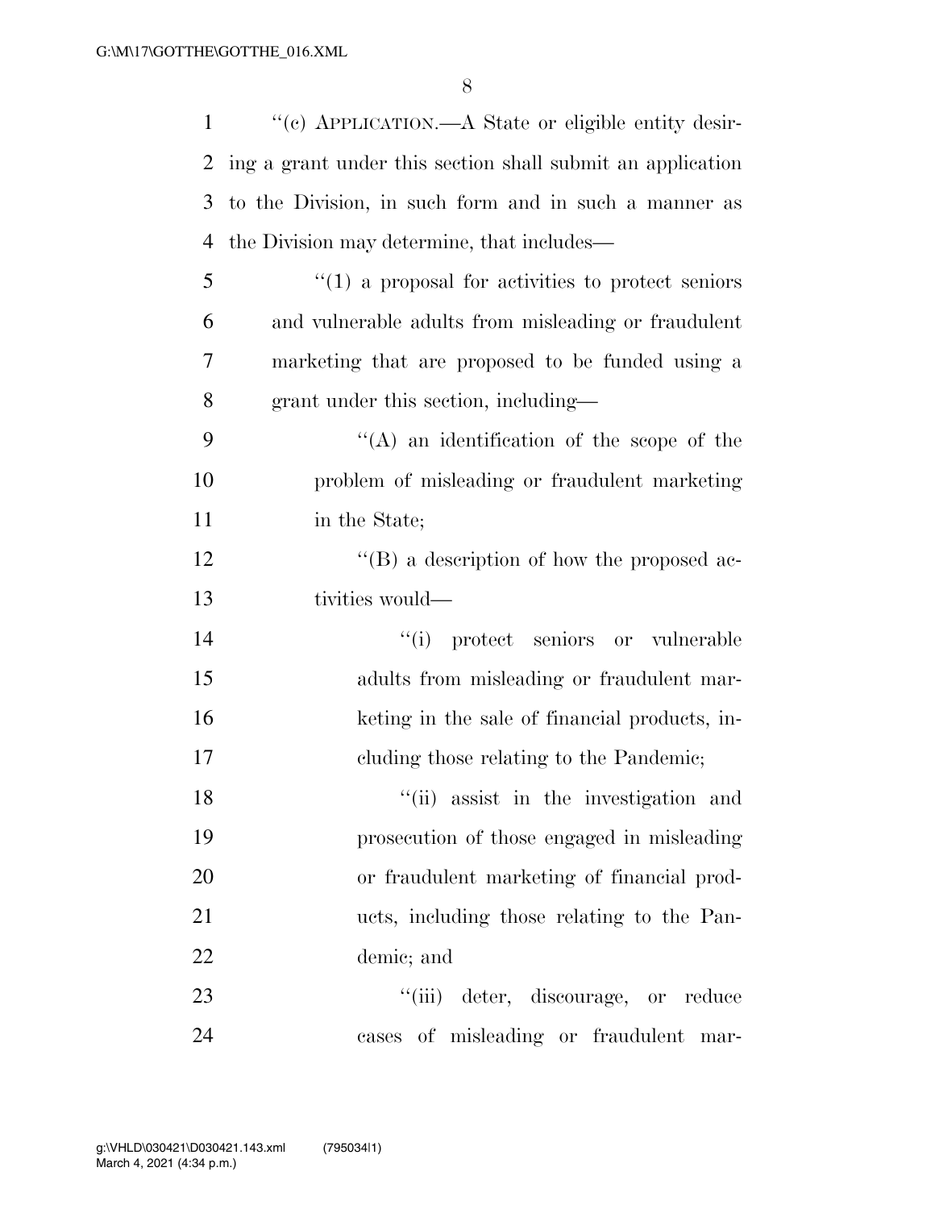''(c) APPLICATION.—A State or eligible entity desiring a grant under this section shall submit an application to the Division, in such form and in such a manner as the Division may determine, that includes—

''(1) a proposal for activities to protect seniors and vulnerable adults from misleading or fraudulent marketing that are proposed to be funded using a grant under this section, including—

''(A) an identification of the scope of the problem of misleading or fraudulent marketing in the State;

''(B) a description of how the proposed activities would—

''(i) protect seniors or vulnerable adults from misleading or fraudulent marketing in the sale of financial products, including those relating to the Pandemic;

''(ii) assist in the investigation and prosecution of those engaged in misleading or fraudulent marketing of financial products, including those relating to the Pandemic; and

''(iii) deter, discourage, or reduce cases of misleading or fraudulent mar-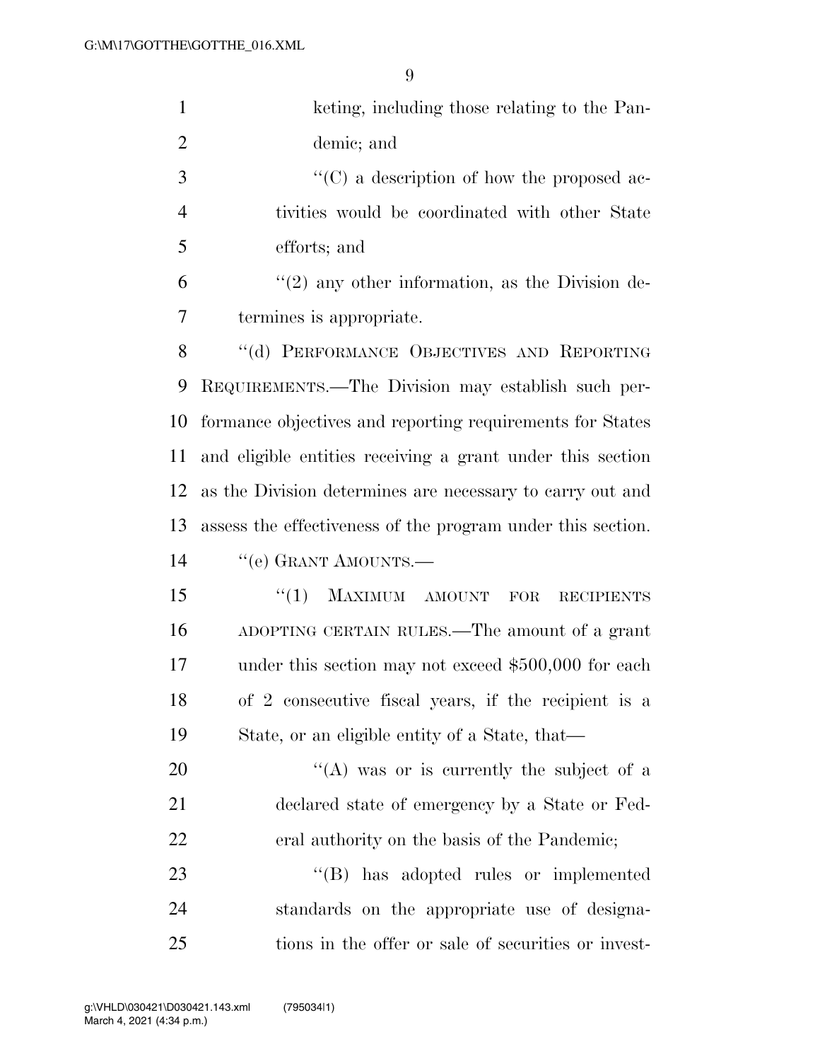keting, including those relating to the Pandemic; and

"(C) a description of how the proposed activities would be coordinated with other State efforts; and

"(2) any other information, as the Division determines is appropriate.

"(d) PERFORMANCE OBJECTIVES AND REPORTING REQUIREMENTS.—The Division may establish such performance objectives and reporting requirements for States and eligible entities receiving a grant under this section as the Division determines are necessary to carry out and assess the effectiveness of the program under this section.

"(e) GRANT AMOUNTS.—

"(1) MAXIMUM AMOUNT FOR RECIPIENTS ADOPTING CERTAIN RULES.—The amount of a grant under this section may not exceed $500,000 for each of 2 consecutive fiscal years, if the recipient is a State, or an eligible entity of a State, that—

"(A) was or is currently the subject of a declared state of emergency by a State or Federal authority on the basis of the Pandemic;

"(B) has adopted rules or implemented standards on the appropriate use of designations in the offer or sale of securities or invest-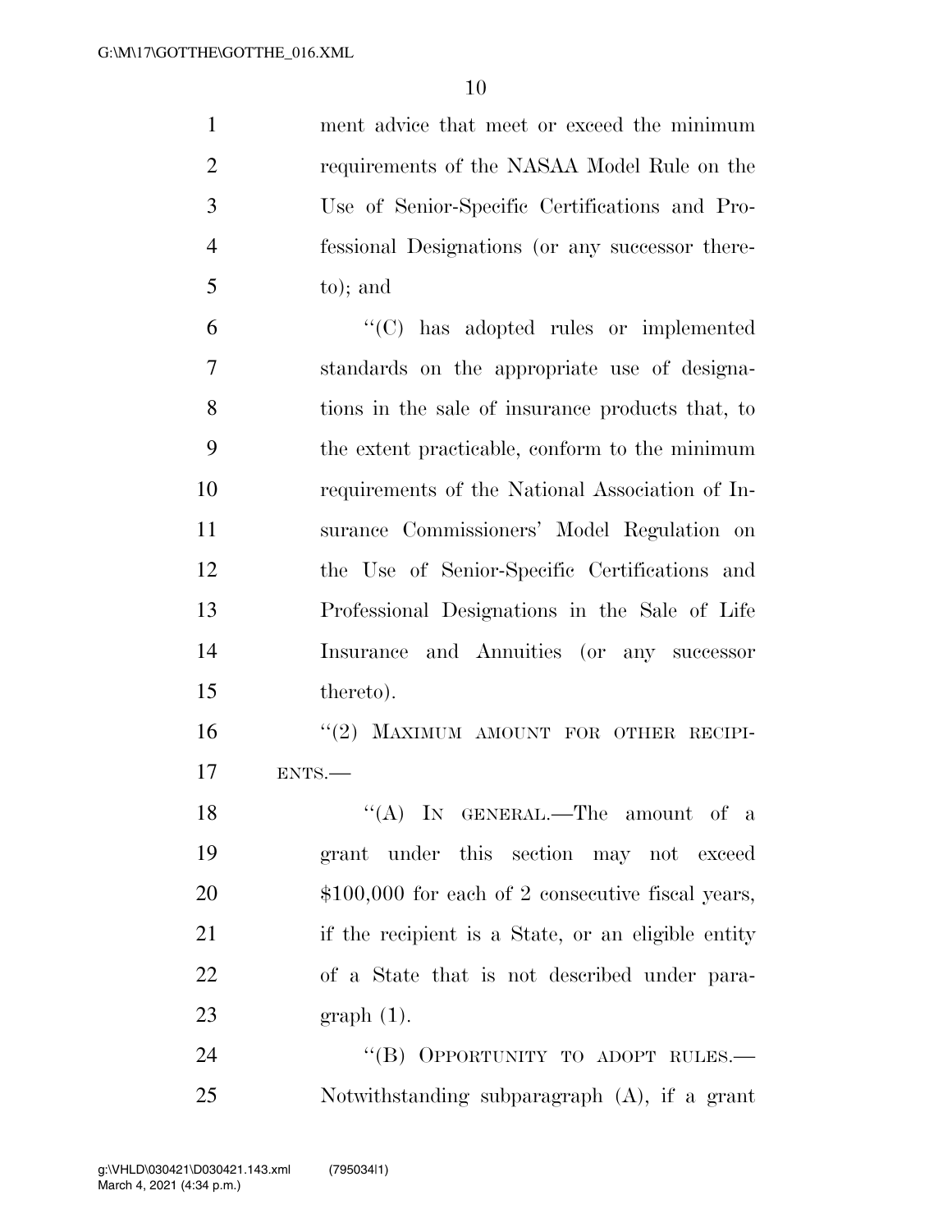ment advice that meet or exceed the minimum requirements of the NASAA Model Rule on the Use of Senior-Specific Certifications and Professional Designations (or any successor thereto); and

"(C) has adopted rules or implemented standards on the appropriate use of designations in the sale of insurance products that, to the extent practicable, conform to the minimum requirements of the National Association of Insurance Commissioners' Model Regulation on the Use of Senior-Specific Certifications and Professional Designations in the Sale of Life Insurance and Annuities (or any successor thereto).

"(2) MAXIMUM AMOUNT FOR OTHER RECIPIENTS.—

"(A) IN GENERAL.—The amount of a grant under this section may not exceed $100,000 for each of 2 consecutive fiscal years, if the recipient is a State, or an eligible entity of a State that is not described under paragraph (1).

"(B) OPPORTUNITY TO ADOPT RULES.—Notwithstanding subparagraph (A), if a grant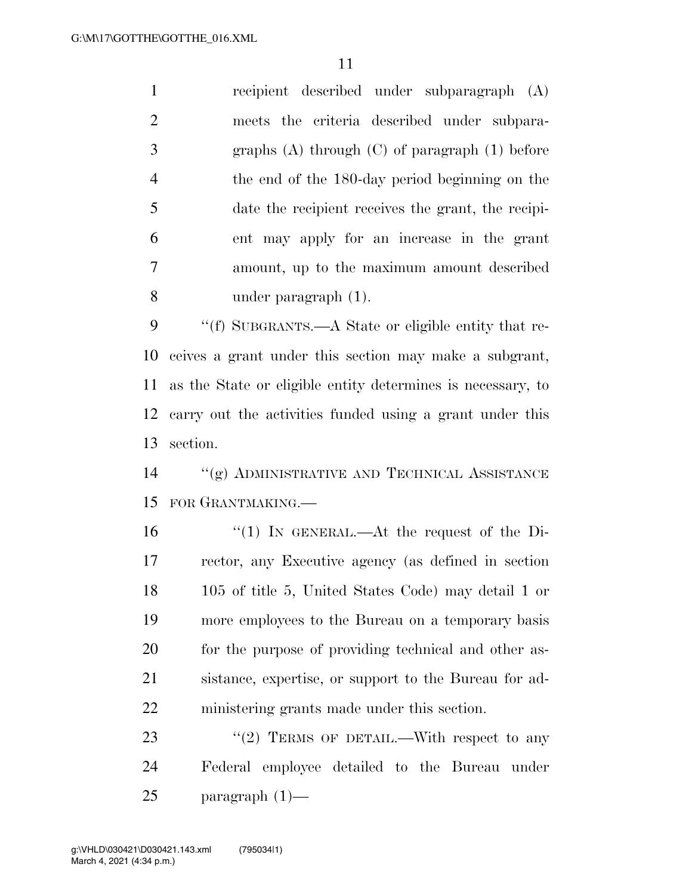recipient described under subparagraph (A) meets the criteria described under subparagraphs (A) through (C) of paragraph (1) before the end of the 180-day period beginning on the date the recipient receives the grant, the recipient may apply for an increase in the grant amount, up to the maximum amount described under paragraph (1).

''(f) SUBGRANTS.—A State or eligible entity that receives a grant under this section may make a subgrant, as the State or eligible entity determines is necessary, to carry out the activities funded using a grant under this section.

''(g) ADMINISTRATIVE AND TECHNICAL ASSISTANCE FOR GRANTMAKING.—

''(1) IN GENERAL.—At the request of the Director, any Executive agency (as defined in section 105 of title 5, United States Code) may detail 1 or more employees to the Bureau on a temporary basis for the purpose of providing technical and other assistance, expertise, or support to the Bureau for administering grants made under this section.

''(2) TERMS OF DETAIL.—With respect to any Federal employee detailed to the Bureau under paragraph (1)—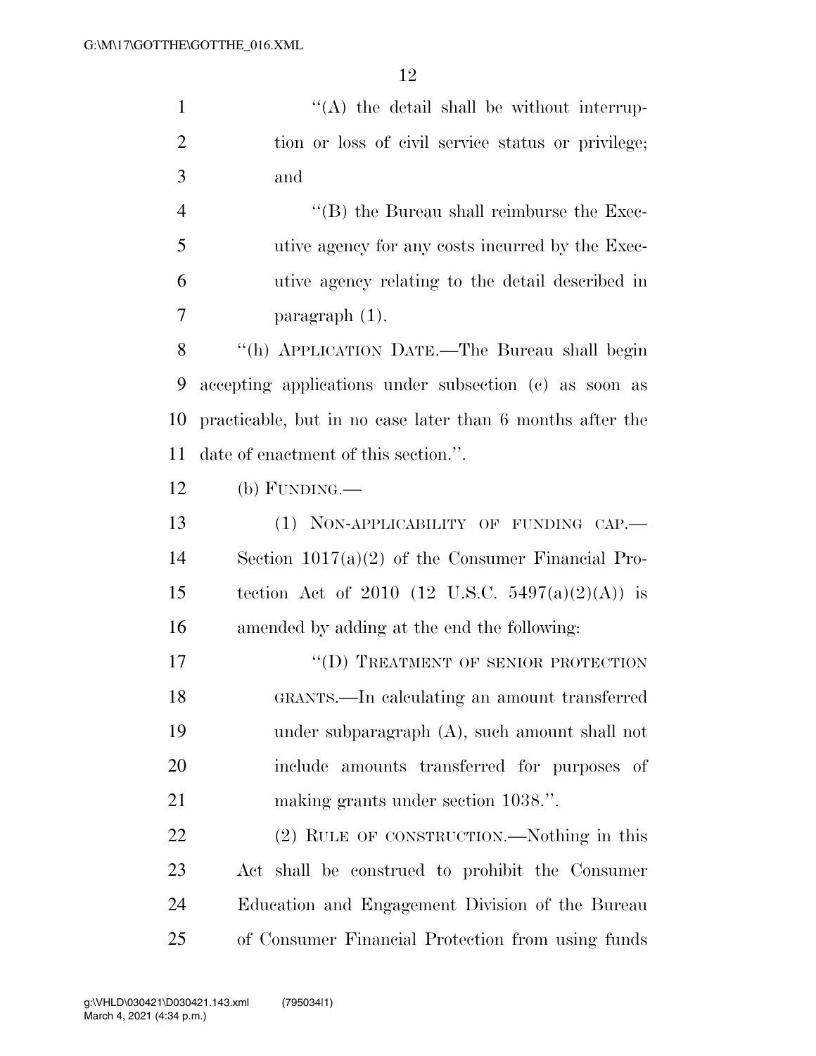''(A) the detail shall be without interruption or loss of civil service status or privilege; and

''(B) the Bureau shall reimburse the Executive agency for any costs incurred by the Executive agency relating to the detail described in paragraph (1).

''(h) APPLICATION DATE.—The Bureau shall begin accepting applications under subsection (c) as soon as practicable, but in no case later than 6 months after the date of enactment of this section.''.

(b) FUNDING.—

(1) NON-APPLICABILITY OF FUNDING CAP.—Section 1017(a)(2) of the Consumer Financial Protection Act of 2010 (12 U.S.C. 5497(a)(2)(A)) is amended by adding at the end the following:

''(D) TREATMENT OF SENIOR PROTECTION GRANTS.—In calculating an amount transferred under subparagraph (A), such amount shall not include amounts transferred for purposes of making grants under section 1038.''.

(2) RULE OF CONSTRUCTION.—Nothing in this Act shall be construed to prohibit the Consumer Education and Engagement Division of the Bureau of Consumer Financial Protection from using funds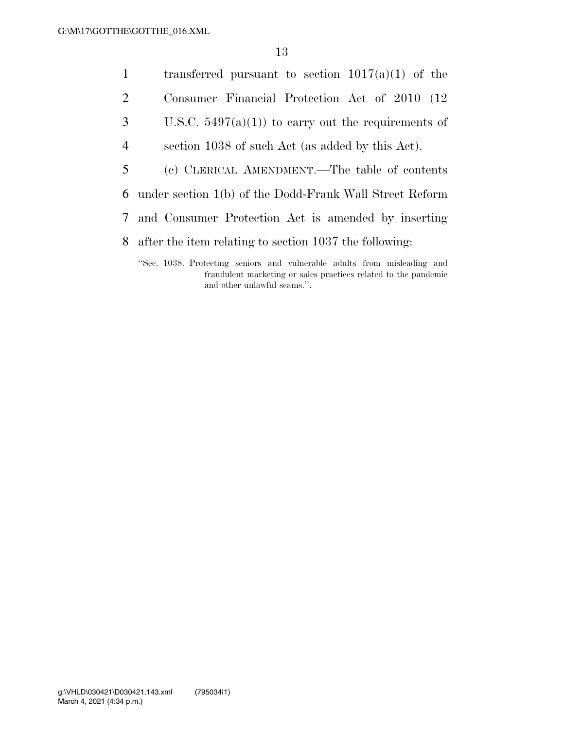transferred pursuant to section 1017(a)(1) of the Consumer Financial Protection Act of 2010 (12 U.S.C. 5497(a)(1)) to carry out the requirements of section 1038 of such Act (as added by this Act).

(c) CLERICAL AMENDMENT.—The table of contents under section 1(b) of the Dodd-Frank Wall Street Reform and Consumer Protection Act is amended by inserting after the item relating to section 1037 the following:

"Sec. 1038. Protecting seniors and vulnerable adults from misleading and fraudulent marketing or sales practices related to the pandemic and other unlawful scams.".